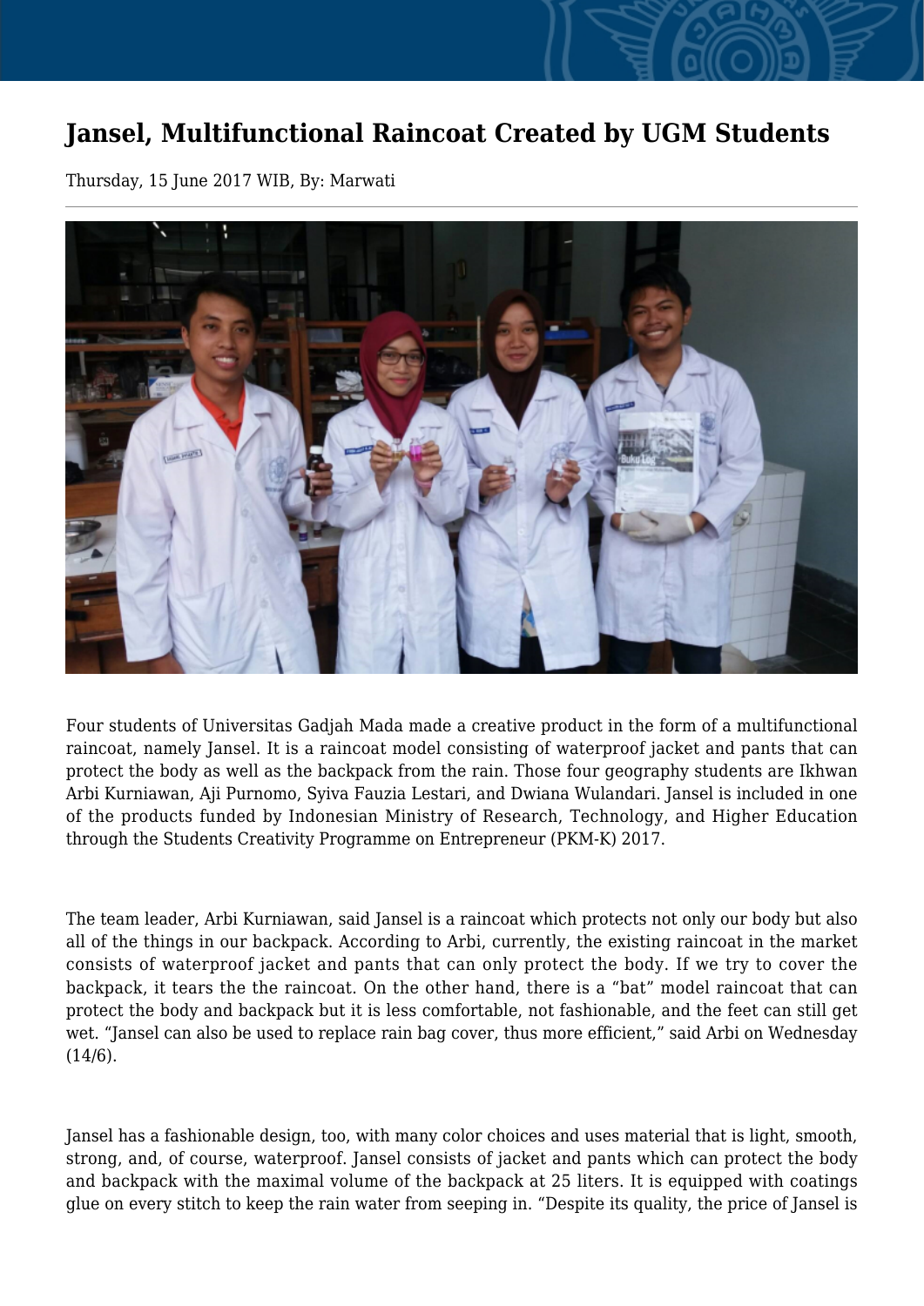# Jansel, Multifunctional Raincoat Created by UGM Students

Thursday, 15 June 2017 WIB, By: Marwati

Four students of Universitas Gadjah Mada made a creative product in the form of a multifunctional raincoat, namely Jansel. It is a raincoat model consisting of waterproof jacket and pants that can protect the body as well as the backpack from the rain. Those four geography students are Ikhwan Arbi Kurniawan, Aji Purnomo, Syiva Fauzia Lestari, and Dwiana Wulandari. Jansel is included in one of the products funded by Indonesian Ministry of Research, Technology, and Higher Education through the Students Creativity Programme on Entrepreneur (PKM-K) 2017.

The team leader, Arbi Kurniawan, said Jansel is a raincoat which protects not only our body but also all of the things in our backpack. According to Arbi, currently, the existing raincoat in the market consists of waterproof jacket and pants that can only protect the body. If we try to cover the backpack, it tears the the raincoat. On the other hand, there is a "bat" model raincoat that can protect the body and backpack but it is less comfortable, not fashionable, and the feet can still get wet. "Jansel can also be used to replace rain bag cover, thus more efficient," said Arbi on Wednesday (14/6).

Jansel has a fashionable design, too, with many color choices and uses material that is light, smooth, strong, and, of course, waterproof. Jansel consists of jacket and pants which can protect the body and backpack with the maximal volume of the backpack at 25 liters. It is equipped with coatings glue on every stitch to keep the rain water from seeping in. "Despite its quality, the price of Jansel is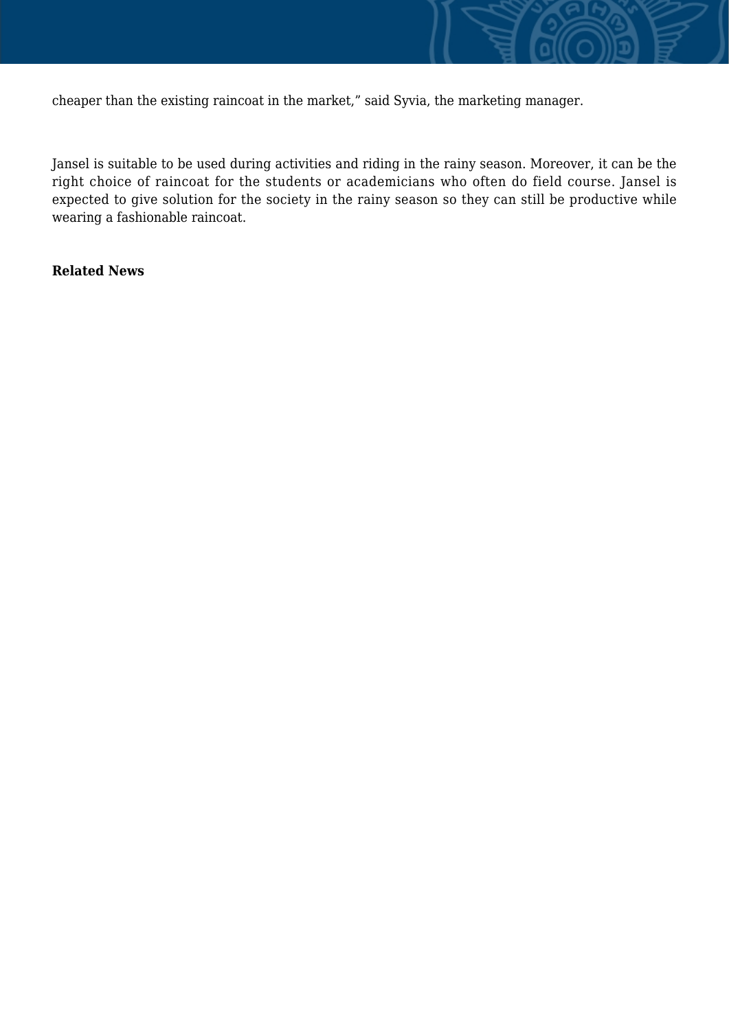cheaper than the existing raincoat in the market," said Syvia, the marketing manager.

Jansel is suitable to be used during activities and riding in the rainy season. Moreover, it can be the right choice of raincoat for the students or academicians who often do field course. Jansel is expected to give solution for the society in the rainy season so they can still be productive while wearing a fashionable raincoat.

**Related News**